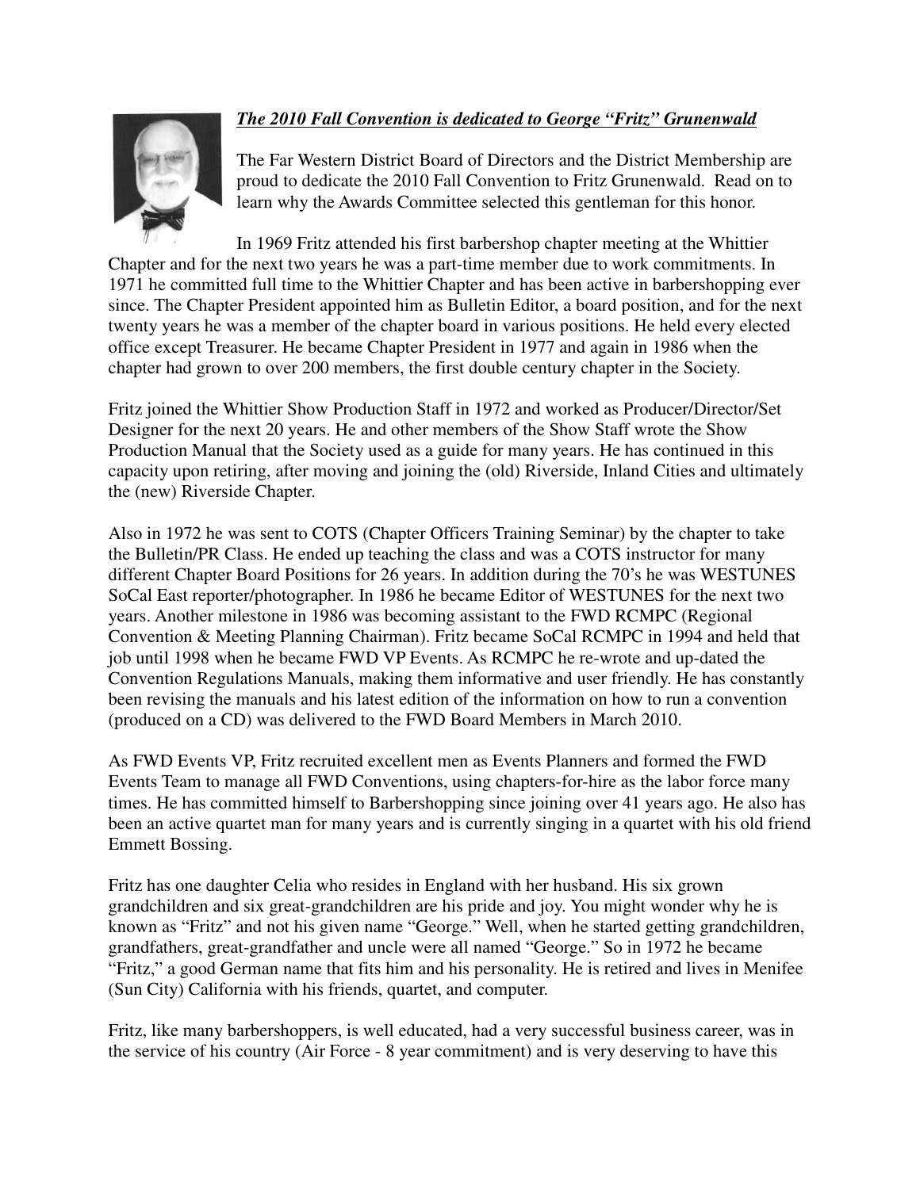***The 2010 Fall Convention is dedicated to George "Fritz" Grunenwald***

The Far Western District Board of Directors and the District Membership are proud to dedicate the 2010 Fall Convention to Fritz Grunenwald. Read on to learn why the Awards Committee selected this gentleman for this honor.

In 1969 Fritz attended his first barbershop chapter meeting at the Whittier Chapter and for the next two years he was a part-time member due to work commitments. In 1971 he committed full time to the Whittier Chapter and has been active in barbershopping ever since. The Chapter President appointed him as Bulletin Editor, a board position, and for the next twenty years he was a member of the chapter board in various positions. He held every elected office except Treasurer. He became Chapter President in 1977 and again in 1986 when the chapter had grown to over 200 members, the first double century chapter in the Society.

Fritz joined the Whittier Show Production Staff in 1972 and worked as Producer/Director/Set Designer for the next 20 years. He and other members of the Show Staff wrote the Show Production Manual that the Society used as a guide for many years. He has continued in this capacity upon retiring, after moving and joining the (old) Riverside, Inland Cities and ultimately the (new) Riverside Chapter.

Also in 1972 he was sent to COTS (Chapter Officers Training Seminar) by the chapter to take the Bulletin/PR Class. He ended up teaching the class and was a COTS instructor for many different Chapter Board Positions for 26 years. In addition during the 70's he was WESTUNES SoCal East reporter/photographer. In 1986 he became Editor of WESTUNES for the next two years. Another milestone in 1986 was becoming assistant to the FWD RCMPC (Regional Convention & Meeting Planning Chairman). Fritz became SoCal RCMPC in 1994 and held that job until 1998 when he became FWD VP Events. As RCMPC he re-wrote and up-dated the Convention Regulations Manuals, making them informative and user friendly. He has constantly been revising the manuals and his latest edition of the information on how to run a convention (produced on a CD) was delivered to the FWD Board Members in March 2010.

As FWD Events VP, Fritz recruited excellent men as Events Planners and formed the FWD Events Team to manage all FWD Conventions, using chapters-for-hire as the labor force many times. He has committed himself to Barbershopping since joining over 41 years ago. He also has been an active quartet man for many years and is currently singing in a quartet with his old friend Emmett Bossing.

Fritz has one daughter Celia who resides in England with her husband. His six grown grandchildren and six great-grandchildren are his pride and joy. You might wonder why he is known as "Fritz" and not his given name "George." Well, when he started getting grandchildren, grandfathers, great-grandfather and uncle were all named "George." So in 1972 he became "Fritz," a good German name that fits him and his personality. He is retired and lives in Menifee (Sun City) California with his friends, quartet, and computer.

Fritz, like many barbershoppers, is well educated, had a very successful business career, was in the service of his country (Air Force - 8 year commitment) and is very deserving to have this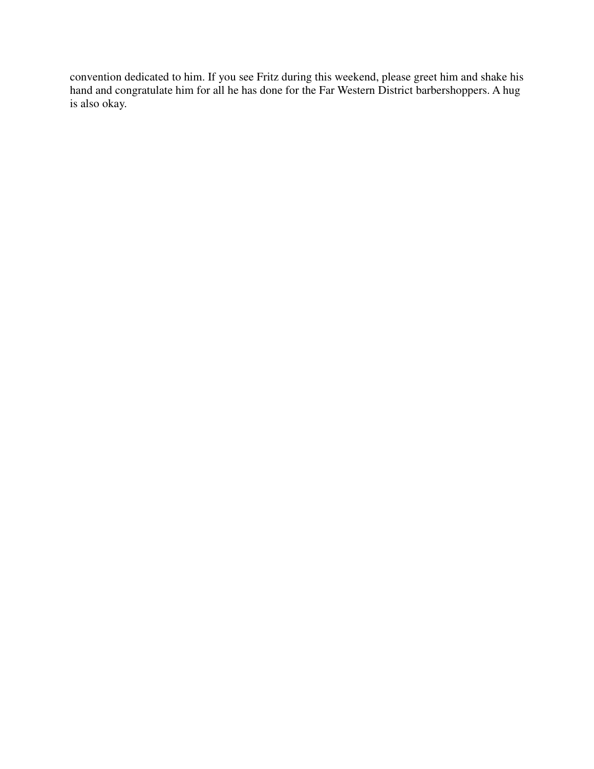convention dedicated to him. If you see Fritz during this weekend, please greet him and shake his hand and congratulate him for all he has done for the Far Western District barbershoppers. A hug is also okay.